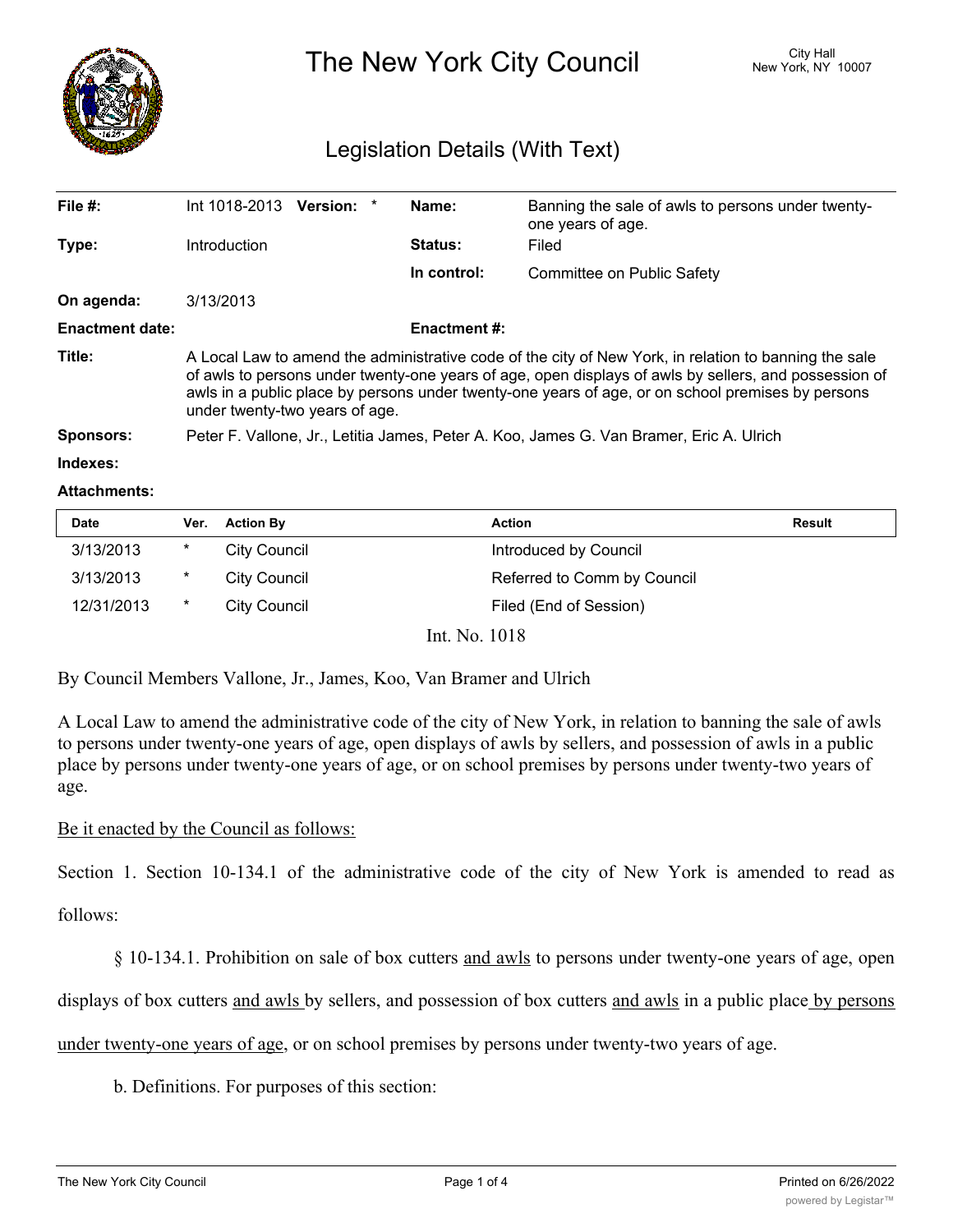# The New York City Council

City Hall
New York, NY 10007

## Legislation Details (With Text)

| | | | |
|---|---|---|---|
| **File #:** | Int 1018-2013 **Version:** * | **Name:** | Banning the sale of awls to persons under twenty-one years of age. |
| **Type:** | Introduction | **Status:** | Filed |
| | | **In control:** | Committee on Public Safety |
| **On agenda:** | 3/13/2013 | | |
| **Enactment date:** | | **Enactment #:** | |

**Title:** A Local Law to amend the administrative code of the city of New York, in relation to banning the sale of awls to persons under twenty-one years of age, open displays of awls by sellers, and possession of awls in a public place by persons under twenty-one years of age, or on school premises by persons under twenty-two years of age.

**Sponsors:** Peter F. Vallone, Jr., Letitia James, Peter A. Koo, James G. Van Bramer, Eric A. Ulrich

**Indexes:**

**Attachments:**

| Date | Ver. | Action By | Action | Result |
|---|---|---|---|---|
| 3/13/2013 | * | City Council | Introduced by Council | |
| 3/13/2013 | * | City Council | Referred to Comm by Council | |
| 12/31/2013 | * | City Council | Filed (End of Session) | |

Int. No. 1018

By Council Members Vallone, Jr., James, Koo, Van Bramer and Ulrich

A Local Law to amend the administrative code of the city of New York, in relation to banning the sale of awls to persons under twenty-one years of age, open displays of awls by sellers, and possession of awls in a public place by persons under twenty-one years of age, or on school premises by persons under twenty-two years of age.

Be it enacted by the Council as follows:

Section 1. Section 10-134.1 of the administrative code of the city of New York is amended to read as follows:

§ 10-134.1. Prohibition on sale of box cutters and awls to persons under twenty-one years of age, open displays of box cutters and awls by sellers, and possession of box cutters and awls in a public place by persons under twenty-one years of age, or on school premises by persons under twenty-two years of age.

b. Definitions. For purposes of this section: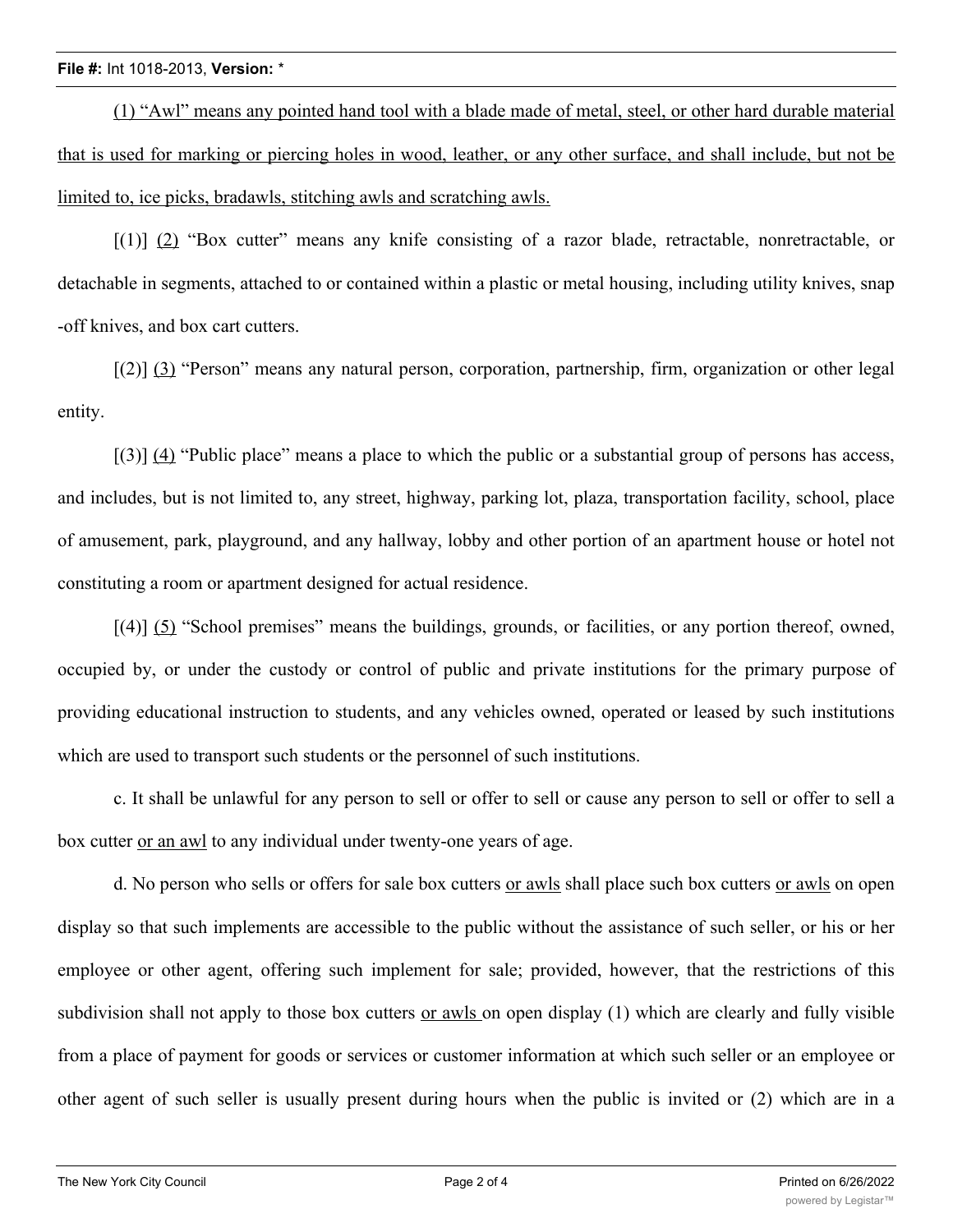(1) "Awl" means any pointed hand tool with a blade made of metal, steel, or other hard durable material that is used for marking or piercing holes in wood, leather, or any other surface, and shall include, but not be limited to, ice picks, bradawls, stitching awls and scratching awls.

[(1)] (2) "Box cutter" means any knife consisting of a razor blade, retractable, nonretractable, or detachable in segments, attached to or contained within a plastic or metal housing, including utility knives, snap -off knives, and box cart cutters.

[(2)] (3) "Person" means any natural person, corporation, partnership, firm, organization or other legal entity.

[(3)] (4) "Public place" means a place to which the public or a substantial group of persons has access, and includes, but is not limited to, any street, highway, parking lot, plaza, transportation facility, school, place of amusement, park, playground, and any hallway, lobby and other portion of an apartment house or hotel not constituting a room or apartment designed for actual residence.

[(4)] (5) "School premises" means the buildings, grounds, or facilities, or any portion thereof, owned, occupied by, or under the custody or control of public and private institutions for the primary purpose of providing educational instruction to students, and any vehicles owned, operated or leased by such institutions which are used to transport such students or the personnel of such institutions.

c. It shall be unlawful for any person to sell or offer to sell or cause any person to sell or offer to sell a box cutter or an awl to any individual under twenty-one years of age.

d. No person who sells or offers for sale box cutters or awls shall place such box cutters or awls on open display so that such implements are accessible to the public without the assistance of such seller, or his or her employee or other agent, offering such implement for sale; provided, however, that the restrictions of this subdivision shall not apply to those box cutters or awls on open display (1) which are clearly and fully visible from a place of payment for goods or services or customer information at which such seller or an employee or other agent of such seller is usually present during hours when the public is invited or (2) which are in a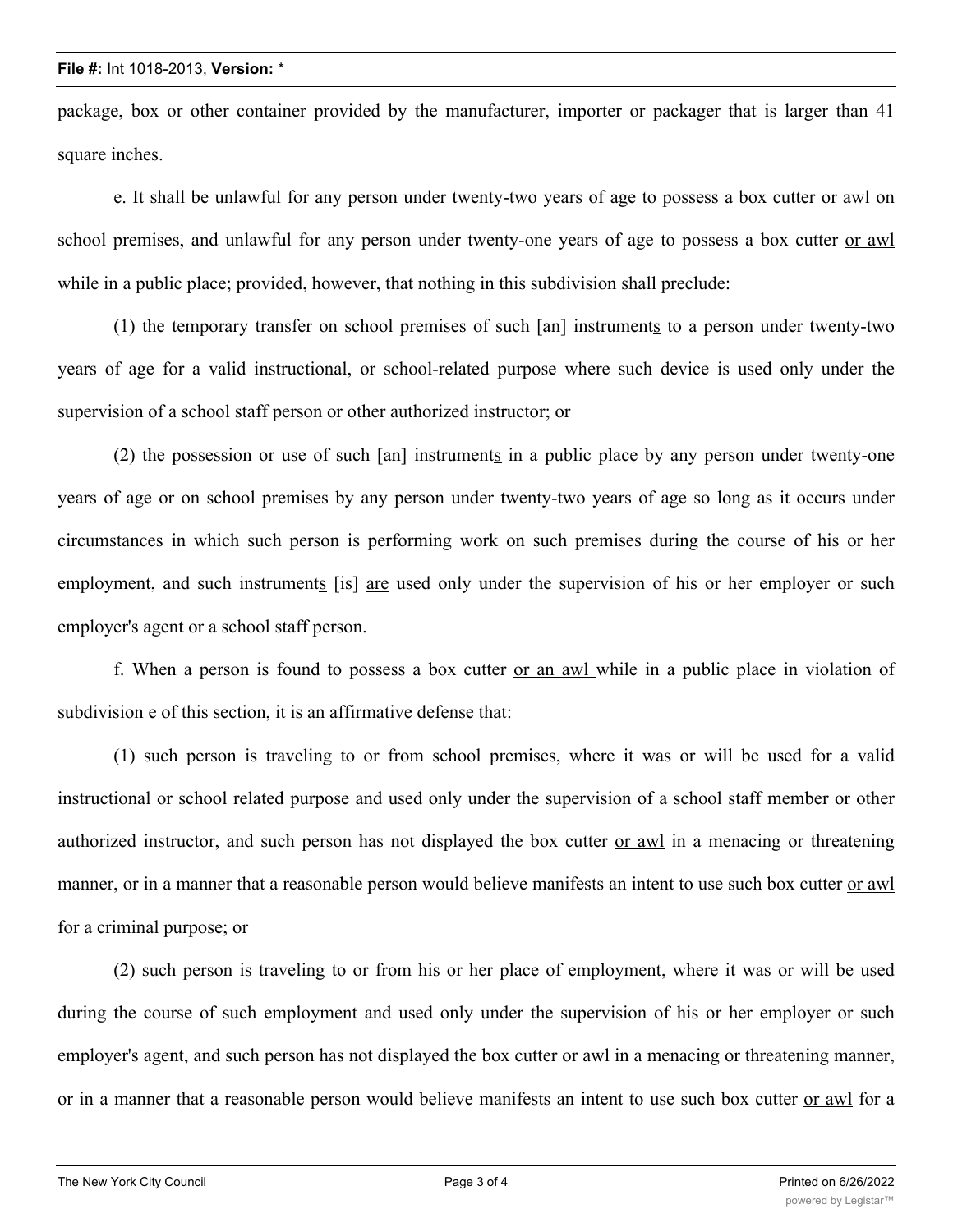package, box or other container provided by the manufacturer, importer or packager that is larger than 41 square inches.

e. It shall be unlawful for any person under twenty-two years of age to possess a box cutter <u>or awl</u> on school premises, and unlawful for any person under twenty-one years of age to possess a box cutter <u>or awl</u> while in a public place; provided, however, that nothing in this subdivision shall preclude:

(1) the temporary transfer on school premises of such [an] instrument<u>s</u> to a person under twenty-two years of age for a valid instructional, or school-related purpose where such device is used only under the supervision of a school staff person or other authorized instructor; or

(2) the possession or use of such [an] instrument<u>s</u> in a public place by any person under twenty-one years of age or on school premises by any person under twenty-two years of age so long as it occurs under circumstances in which such person is performing work on such premises during the course of his or her employment, and such instrument<u>s</u> [is] <u>are</u> used only under the supervision of his or her employer or such employer's agent or a school staff person.

f. When a person is found to possess a box cutter <u>or an awl</u> while in a public place in violation of subdivision e of this section, it is an affirmative defense that:

(1) such person is traveling to or from school premises, where it was or will be used for a valid instructional or school related purpose and used only under the supervision of a school staff member or other authorized instructor, and such person has not displayed the box cutter <u>or awl</u> in a menacing or threatening manner, or in a manner that a reasonable person would believe manifests an intent to use such box cutter <u>or awl</u> for a criminal purpose; or

(2) such person is traveling to or from his or her place of employment, where it was or will be used during the course of such employment and used only under the supervision of his or her employer or such employer's agent, and such person has not displayed the box cutter <u>or awl</u> in a menacing or threatening manner, or in a manner that a reasonable person would believe manifests an intent to use such box cutter <u>or awl</u> for a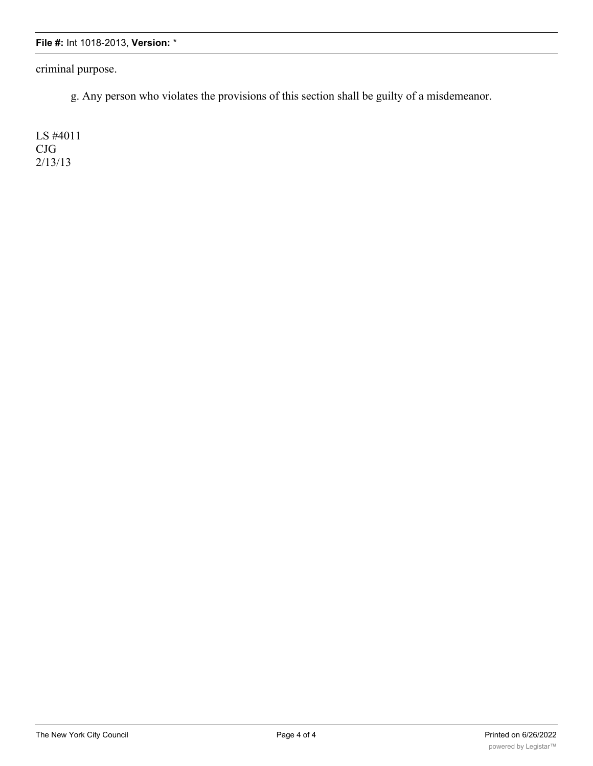criminal purpose.

g. Any person who violates the provisions of this section shall be guilty of a misdemeanor.

LS #4011
CJG
2/13/13